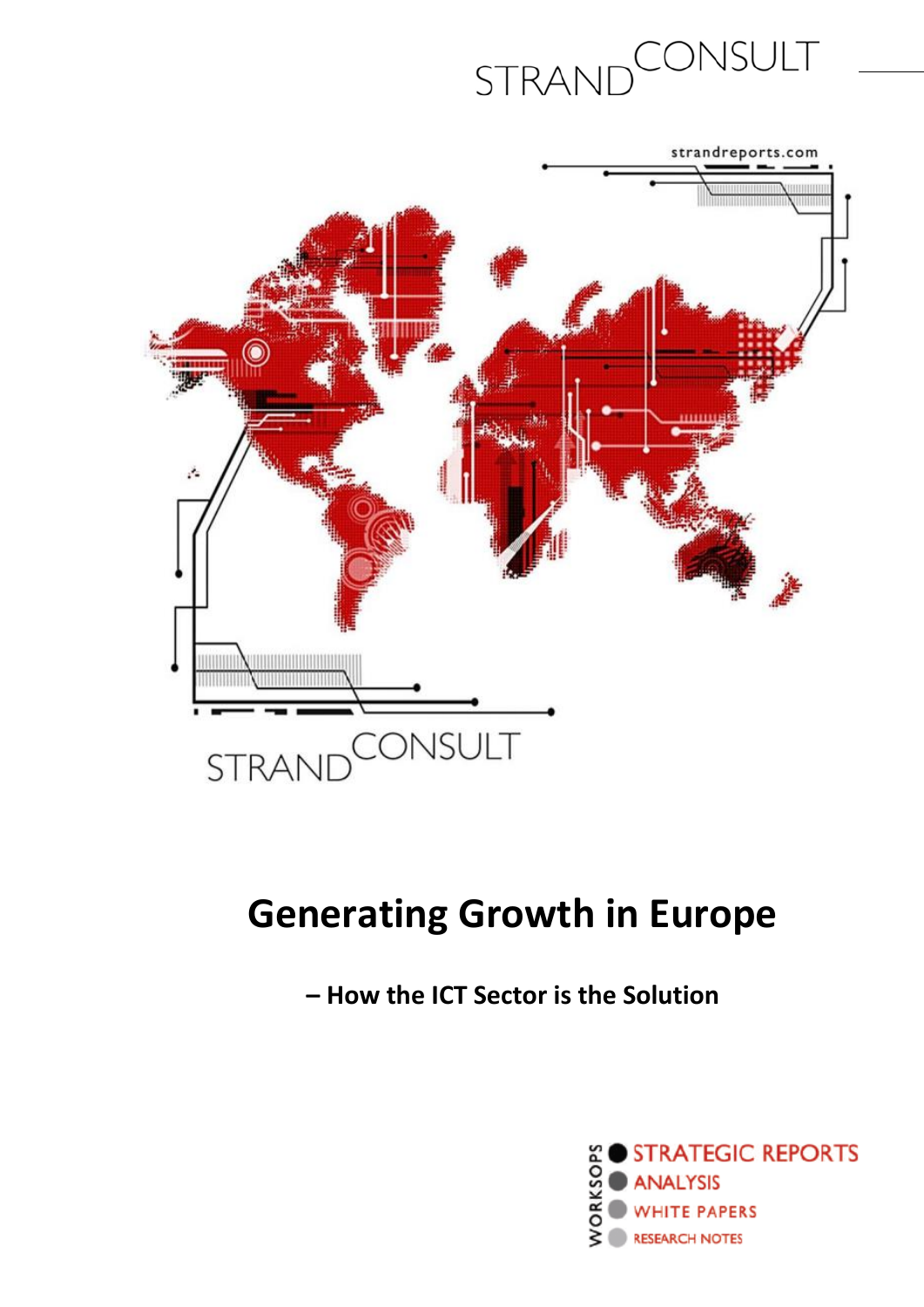# Generating Growth in Europe

**– How the ICT Sector is the Solution**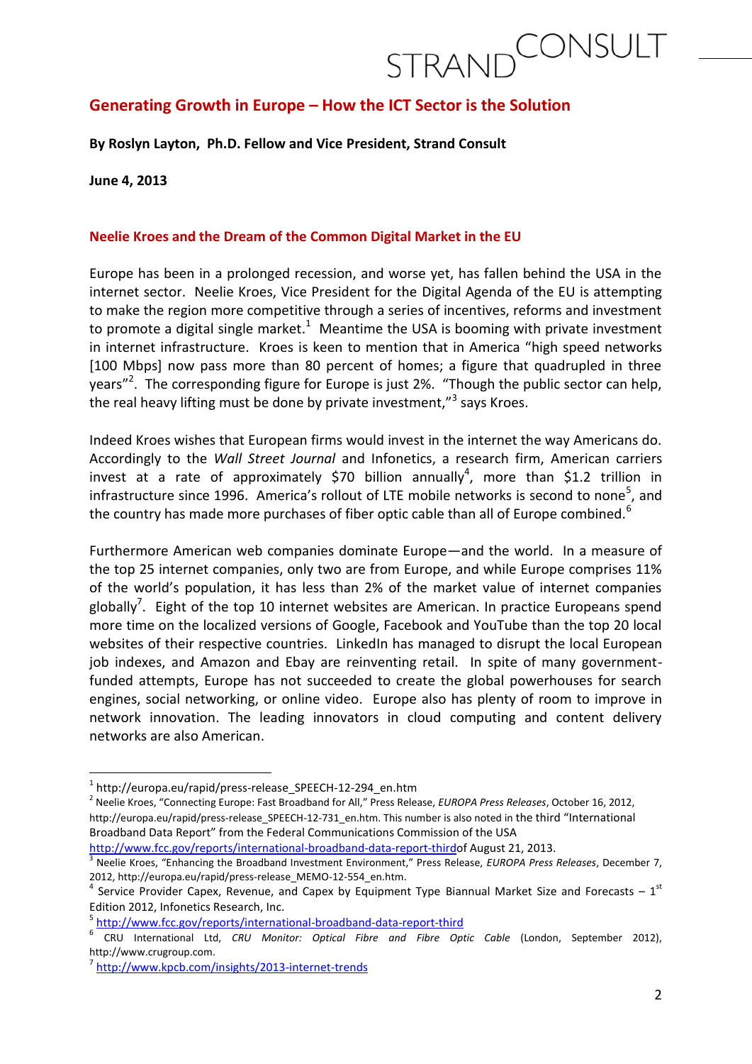## Generating Growth in Europe – How the ICT Sector is the Solution

**By Roslyn Layton, Ph.D. Fellow and Vice President, Strand Consult**

**June 4, 2013**

### Neelie Kroes and the Dream of the Common Digital Market in the EU

Europe has been in a prolonged recession, and worse yet, has fallen behind the USA in the internet sector. Neelie Kroes, Vice President for the Digital Agenda of the EU is attempting to make the region more competitive through a series of incentives, reforms and investment to promote a digital single market.[1] Meantime the USA is booming with private investment in internet infrastructure. Kroes is keen to mention that in America "high speed networks [100 Mbps] now pass more than 80 percent of homes; a figure that quadrupled in three years"[2]. The corresponding figure for Europe is just 2%. "Though the public sector can help, the real heavy lifting must be done by private investment,"[3] says Kroes.

Indeed Kroes wishes that European firms would invest in the internet the way Americans do. Accordingly to the *Wall Street Journal* and Infonetics, a research firm, American carriers invest at a rate of approximately $70 billion annually[4], more than $1.2 trillion in infrastructure since 1996. America's rollout of LTE mobile networks is second to none[5], and the country has made more purchases of fiber optic cable than all of Europe combined.[6]

Furthermore American web companies dominate Europe—and the world. In a measure of the top 25 internet companies, only two are from Europe, and while Europe comprises 11% of the world's population, it has less than 2% of the market value of internet companies globally[7]. Eight of the top 10 internet websites are American. In practice Europeans spend more time on the localized versions of Google, Facebook and YouTube than the top 20 local websites of their respective countries. LinkedIn has managed to disrupt the local European job indexes, and Amazon and Ebay are reinventing retail. In spite of many government-funded attempts, Europe has not succeeded to create the global powerhouses for search engines, social networking, or online video. Europe also has plenty of room to improve in network innovation. The leading innovators in cloud computing and content delivery networks are also American.

---

[1] http://europa.eu/rapid/press-release_SPEECH-12-294_en.htm

[2] Neelie Kroes, "Connecting Europe: Fast Broadband for All," Press Release, *EUROPA Press Releases*, October 16, 2012, http://europa.eu/rapid/press-release_SPEECH-12-731_en.htm. This number is also noted in the third "International Broadband Data Report" from the Federal Communications Commission of the USA http://www.fcc.gov/reports/international-broadband-data-report-thirdof August 21, 2013.

[3] Neelie Kroes, "Enhancing the Broadband Investment Environment," Press Release, *EUROPA Press Releases*, December 7, 2012, http://europa.eu/rapid/press-release_MEMO-12-554_en.htm.

[4] Service Provider Capex, Revenue, and Capex by Equipment Type Biannual Market Size and Forecasts – 1st Edition 2012, Infonetics Research, Inc.

[5] http://www.fcc.gov/reports/international-broadband-data-report-third

[6] CRU International Ltd, *CRU Monitor: Optical Fibre and Fibre Optic Cable* (London, September 2012), http://www.crugroup.com.

[7] http://www.kpcb.com/insights/2013-internet-trends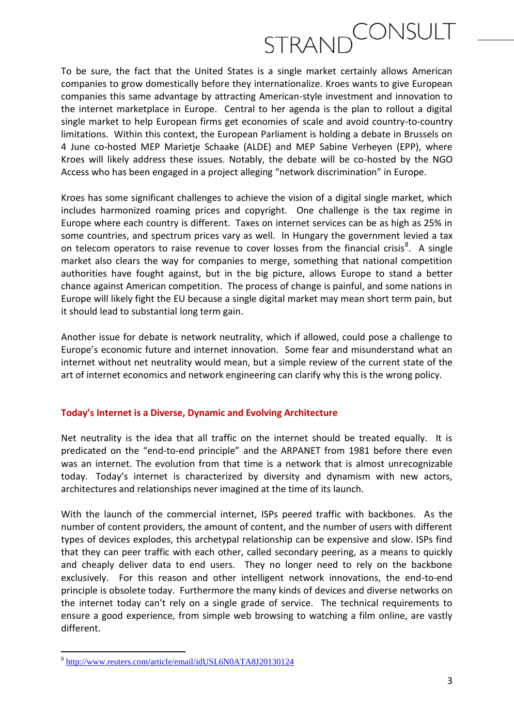To be sure, the fact that the United States is a single market certainly allows American companies to grow domestically before they internationalize. Kroes wants to give European companies this same advantage by attracting American-style investment and innovation to the internet marketplace in Europe. Central to her agenda is the plan to rollout a digital single market to help European firms get economies of scale and avoid country-to-country limitations. Within this context, the European Parliament is holding a debate in Brussels on 4 June co-hosted MEP Marietje Schaake (ALDE) and MEP Sabine Verheyen (EPP), where Kroes will likely address these issues. Notably, the debate will be co-hosted by the NGO Access who has been engaged in a project alleging "network discrimination" in Europe.

Kroes has some significant challenges to achieve the vision of a digital single market, which includes harmonized roaming prices and copyright. One challenge is the tax regime in Europe where each country is different. Taxes on internet services can be as high as 25% in some countries, and spectrum prices vary as well. In Hungary the government levied a tax on telecom operators to raise revenue to cover losses from the financial crisis[8]. A single market also clears the way for companies to merge, something that national competition authorities have fought against, but in the big picture, allows Europe to stand a better chance against American competition. The process of change is painful, and some nations in Europe will likely fight the EU because a single digital market may mean short term pain, but it should lead to substantial long term gain.

Another issue for debate is network neutrality, which if allowed, could pose a challenge to Europe's economic future and internet innovation. Some fear and misunderstand what an internet without net neutrality would mean, but a simple review of the current state of the art of internet economics and network engineering can clarify why this is the wrong policy.

## Today's Internet is a Diverse, Dynamic and Evolving Architecture

Net neutrality is the idea that all traffic on the internet should be treated equally. It is predicated on the "end-to-end principle" and the ARPANET from 1981 before there even was an internet. The evolution from that time is a network that is almost unrecognizable today. Today's internet is characterized by diversity and dynamism with new actors, architectures and relationships never imagined at the time of its launch.

With the launch of the commercial internet, ISPs peered traffic with backbones. As the number of content providers, the amount of content, and the number of users with different types of devices explodes, this archetypal relationship can be expensive and slow. ISPs find that they can peer traffic with each other, called secondary peering, as a means to quickly and cheaply deliver data to end users. They no longer need to rely on the backbone exclusively. For this reason and other intelligent network innovations, the end-to-end principle is obsolete today. Furthermore the many kinds of devices and diverse networks on the internet today can't rely on a single grade of service. The technical requirements to ensure a good experience, from simple web browsing to watching a film online, are vastly different.

---

[8] http://www.reuters.com/article/email/idUSL6N0ATA8J20130124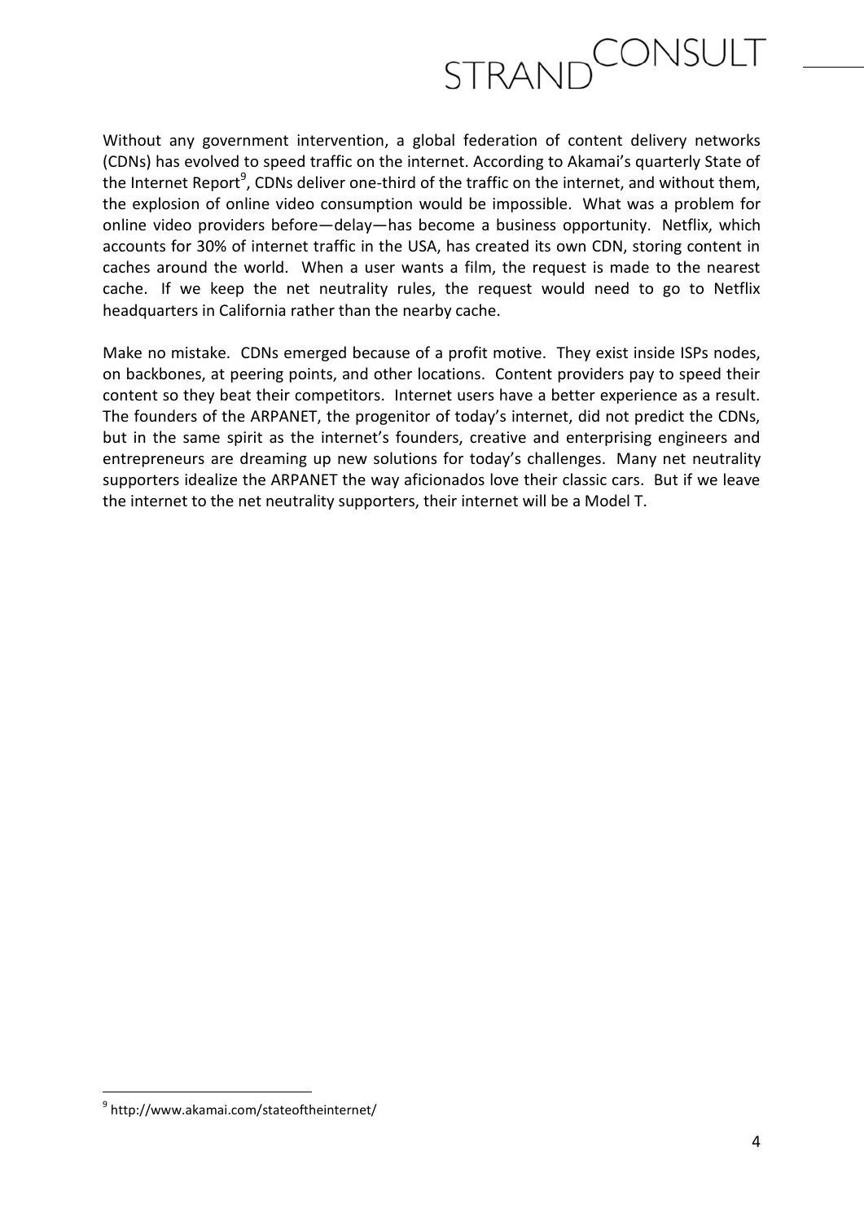Without any government intervention, a global federation of content delivery networks (CDNs) has evolved to speed traffic on the internet. According to Akamai's quarterly State of the Internet Report[9], CDNs deliver one-third of the traffic on the internet, and without them, the explosion of online video consumption would be impossible. What was a problem for online video providers before—delay—has become a business opportunity. Netflix, which accounts for 30% of internet traffic in the USA, has created its own CDN, storing content in caches around the world. When a user wants a film, the request is made to the nearest cache. If we keep the net neutrality rules, the request would need to go to Netflix headquarters in California rather than the nearby cache.

Make no mistake. CDNs emerged because of a profit motive. They exist inside ISPs nodes, on backbones, at peering points, and other locations. Content providers pay to speed their content so they beat their competitors. Internet users have a better experience as a result. The founders of the ARPANET, the progenitor of today's internet, did not predict the CDNs, but in the same spirit as the internet's founders, creative and enterprising engineers and entrepreneurs are dreaming up new solutions for today's challenges. Many net neutrality supporters idealize the ARPANET the way aficionados love their classic cars. But if we leave the internet to the net neutrality supporters, their internet will be a Model T.

---

[9] http://www.akamai.com/stateoftheinternet/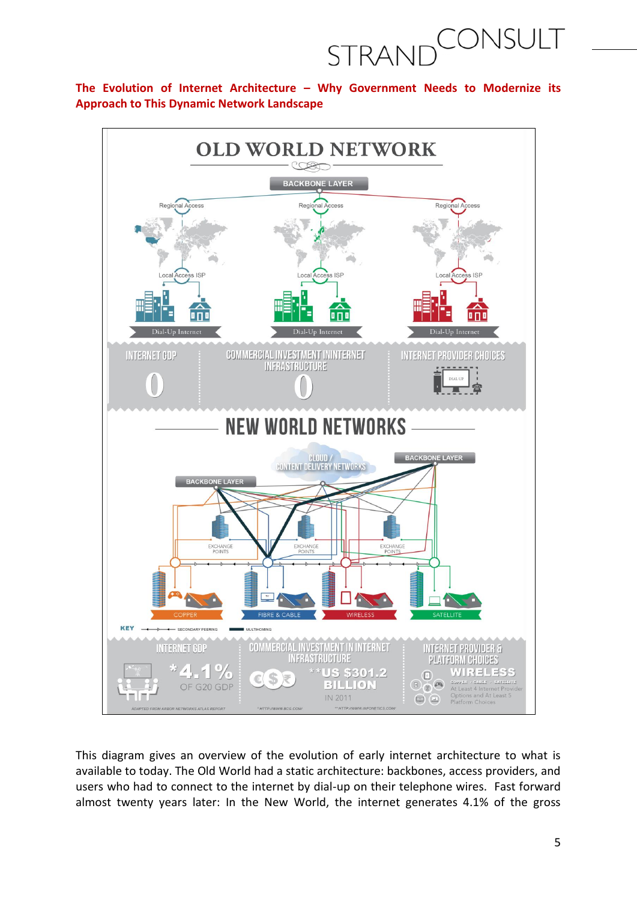**The Evolution of Internet Architecture – Why Government Needs to Modernize its Approach to This Dynamic Network Landscape**

This diagram gives an overview of the evolution of early internet architecture to what is available to today. The Old World had a static architecture: backbones, access providers, and users who had to connect to the internet by dial-up on their telephone wires. Fast forward almost twenty years later: In the New World, the internet generates 4.1% of the gross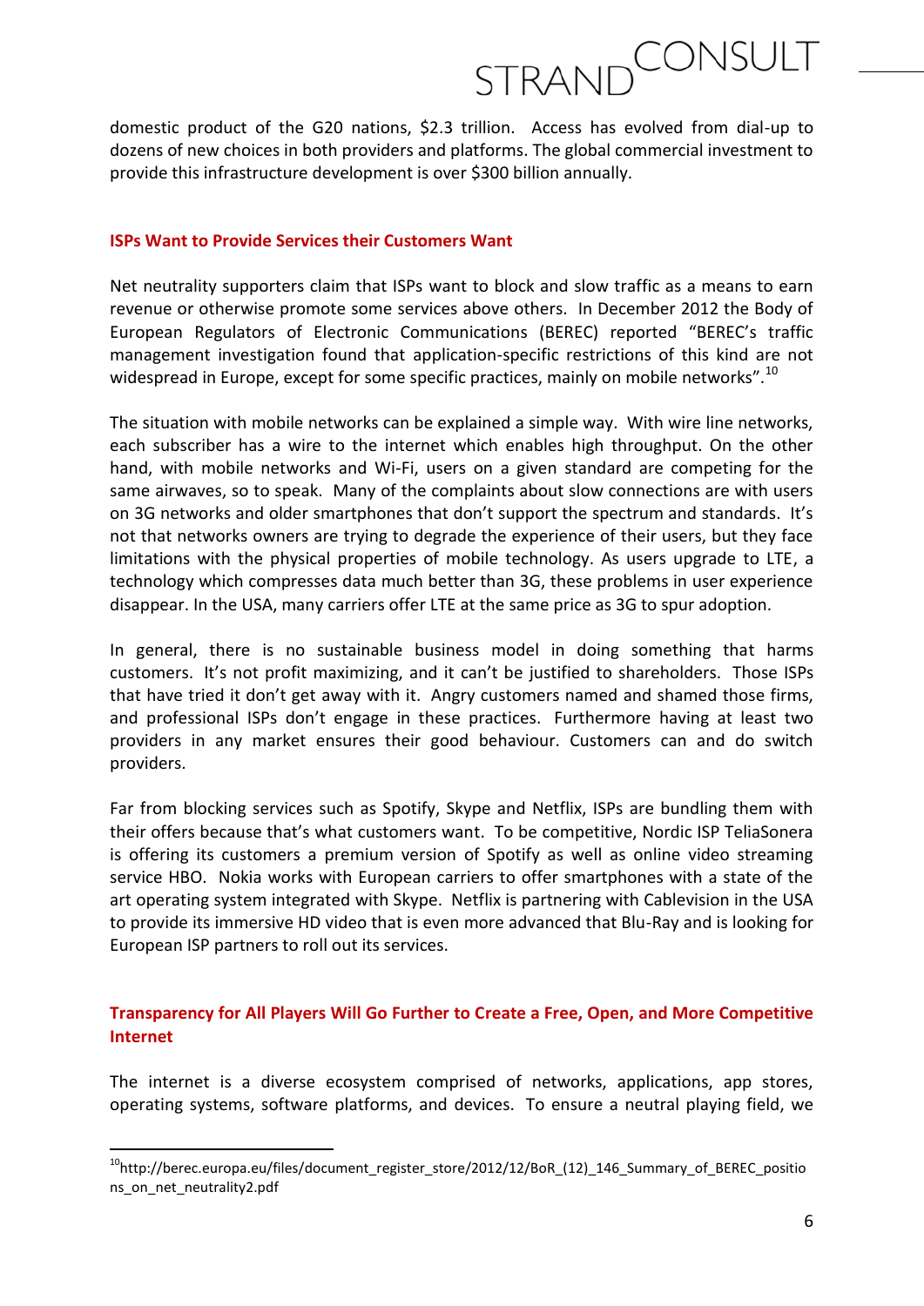domestic product of the G20 nations, $2.3 trillion. Access has evolved from dial-up to dozens of new choices in both providers and platforms. The global commercial investment to provide this infrastructure development is over $300 billion annually.

## ISPs Want to Provide Services their Customers Want

Net neutrality supporters claim that ISPs want to block and slow traffic as a means to earn revenue or otherwise promote some services above others. In December 2012 the Body of European Regulators of Electronic Communications (BEREC) reported "BEREC's traffic management investigation found that application-specific restrictions of this kind are not widespread in Europe, except for some specific practices, mainly on mobile networks".[10]

The situation with mobile networks can be explained a simple way. With wire line networks, each subscriber has a wire to the internet which enables high throughput. On the other hand, with mobile networks and Wi-Fi, users on a given standard are competing for the same airwaves, so to speak. Many of the complaints about slow connections are with users on 3G networks and older smartphones that don't support the spectrum and standards. It's not that networks owners are trying to degrade the experience of their users, but they face limitations with the physical properties of mobile technology. As users upgrade to LTE, a technology which compresses data much better than 3G, these problems in user experience disappear. In the USA, many carriers offer LTE at the same price as 3G to spur adoption.

In general, there is no sustainable business model in doing something that harms customers. It's not profit maximizing, and it can't be justified to shareholders. Those ISPs that have tried it don't get away with it. Angry customers named and shamed those firms, and professional ISPs don't engage in these practices. Furthermore having at least two providers in any market ensures their good behaviour. Customers can and do switch providers.

Far from blocking services such as Spotify, Skype and Netflix, ISPs are bundling them with their offers because that's what customers want. To be competitive, Nordic ISP TeliaSonera is offering its customers a premium version of Spotify as well as online video streaming service HBO. Nokia works with European carriers to offer smartphones with a state of the art operating system integrated with Skype. Netflix is partnering with Cablevision in the USA to provide its immersive HD video that is even more advanced that Blu-Ray and is looking for European ISP partners to roll out its services.

## Transparency for All Players Will Go Further to Create a Free, Open, and More Competitive Internet

The internet is a diverse ecosystem comprised of networks, applications, app stores, operating systems, software platforms, and devices. To ensure a neutral playing field, we

[10] http://berec.europa.eu/files/document_register_store/2012/12/BoR_(12)_146_Summary_of_BEREC_positions_on_net_neutrality2.pdf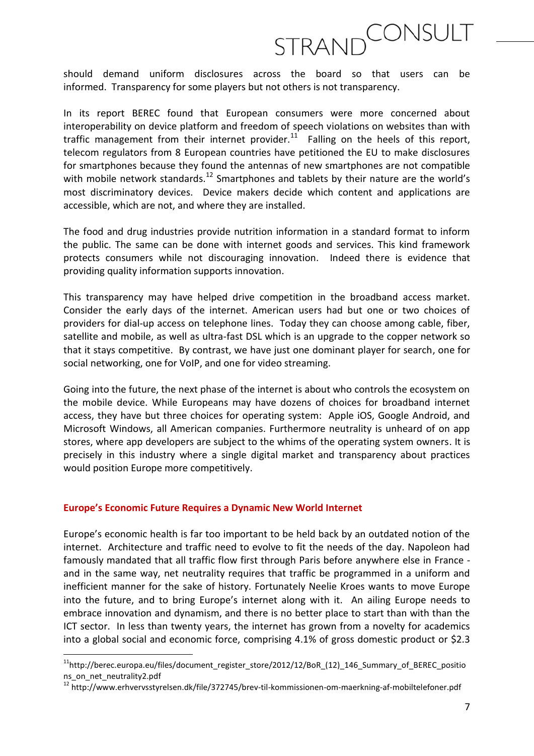should demand uniform disclosures across the board so that users can be informed. Transparency for some players but not others is not transparency.

In its report BEREC found that European consumers were more concerned about interoperability on device platform and freedom of speech violations on websites than with traffic management from their internet provider.[11] Falling on the heels of this report, telecom regulators from 8 European countries have petitioned the EU to make disclosures for smartphones because they found the antennas of new smartphones are not compatible with mobile network standards.[12] Smartphones and tablets by their nature are the world's most discriminatory devices. Device makers decide which content and applications are accessible, which are not, and where they are installed.

The food and drug industries provide nutrition information in a standard format to inform the public. The same can be done with internet goods and services. This kind framework protects consumers while not discouraging innovation. Indeed there is evidence that providing quality information supports innovation.

This transparency may have helped drive competition in the broadband access market. Consider the early days of the internet. American users had but one or two choices of providers for dial-up access on telephone lines. Today they can choose among cable, fiber, satellite and mobile, as well as ultra-fast DSL which is an upgrade to the copper network so that it stays competitive. By contrast, we have just one dominant player for search, one for social networking, one for VoIP, and one for video streaming.

Going into the future, the next phase of the internet is about who controls the ecosystem on the mobile device. While Europeans may have dozens of choices for broadband internet access, they have but three choices for operating system: Apple iOS, Google Android, and Microsoft Windows, all American companies. Furthermore neutrality is unheard of on app stores, where app developers are subject to the whims of the operating system owners. It is precisely in this industry where a single digital market and transparency about practices would position Europe more competitively.

## Europe's Economic Future Requires a Dynamic New World Internet

Europe's economic health is far too important to be held back by an outdated notion of the internet. Architecture and traffic need to evolve to fit the needs of the day. Napoleon had famously mandated that all traffic flow first through Paris before anywhere else in France - and in the same way, net neutrality requires that traffic be programmed in a uniform and inefficient manner for the sake of history. Fortunately Neelie Kroes wants to move Europe into the future, and to bring Europe's internet along with it. An ailing Europe needs to embrace innovation and dynamism, and there is no better place to start than with than the ICT sector. In less than twenty years, the internet has grown from a novelty for academics into a global social and economic force, comprising 4.1% of gross domestic product or $2.3

---

[11] http://berec.europa.eu/files/document_register_store/2012/12/BoR_(12)_146_Summary_of_BEREC_positions_on_net_neutrality2.pdf

[12] http://www.erhvervsstyrelsen.dk/file/372745/brev-til-kommissionen-om-maerkning-af-mobiltelefoner.pdf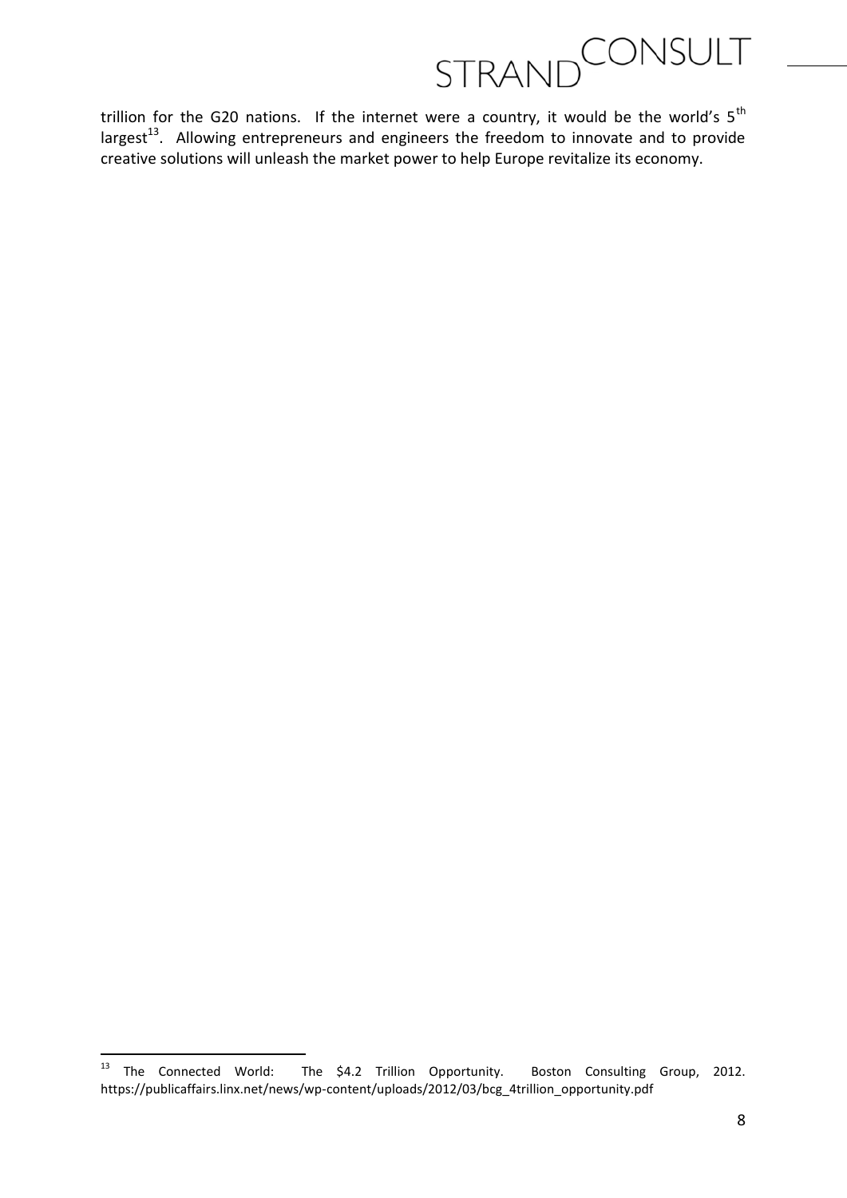trillion for the G20 nations. If the internet were a country, it would be the world's $5^{th}$ largest[13]. Allowing entrepreneurs and engineers the freedom to innovate and to provide creative solutions will unleash the market power to help Europe revitalize its economy.

[13] The Connected World: The $4.2 Trillion Opportunity. Boston Consulting Group, 2012. https://publicaffairs.linx.net/news/wp-content/uploads/2012/03/bcg_4trillion_opportunity.pdf